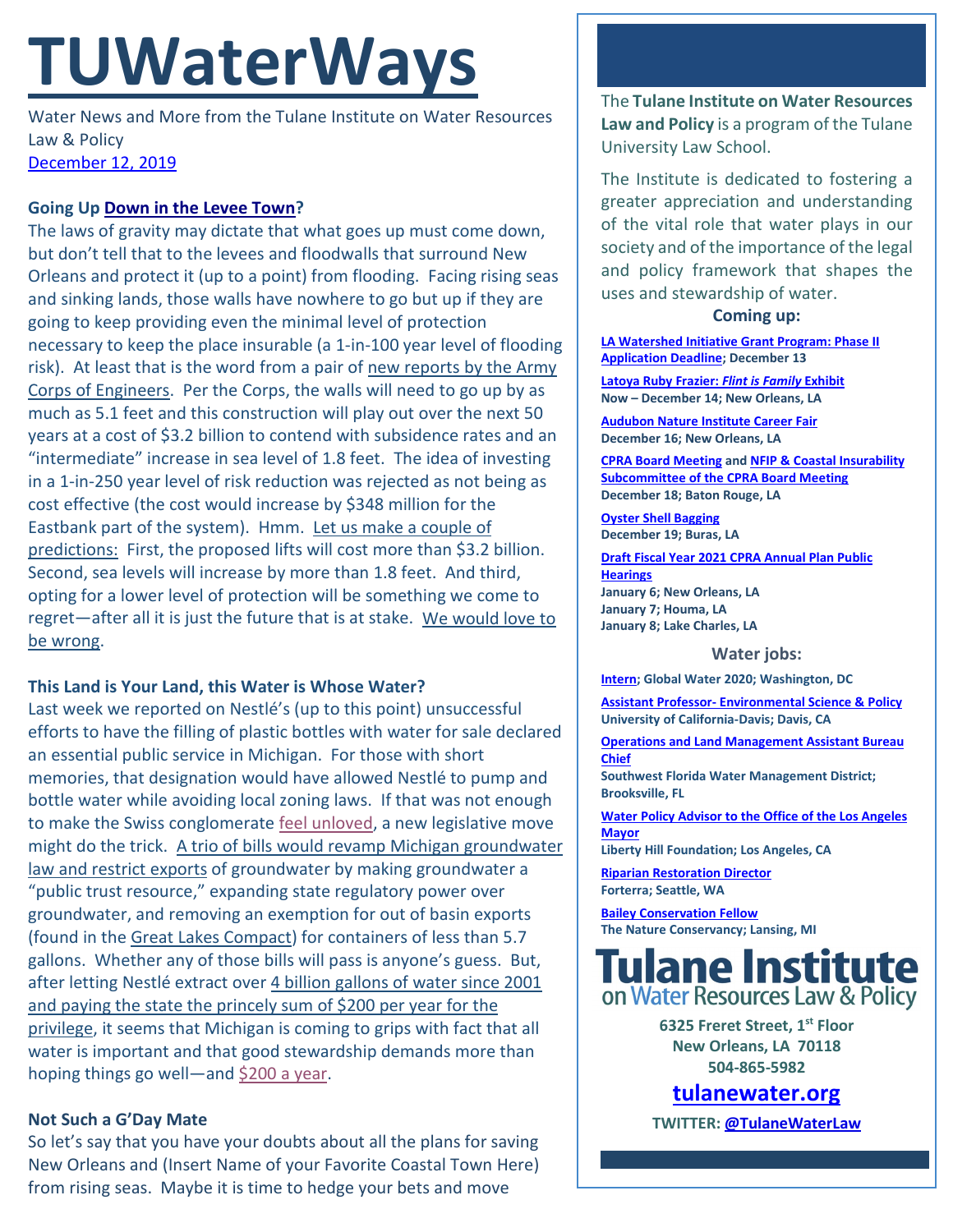# TUWaterWays

Water News and More from the Tulane Institute on Water Resources Law & Policy
December 12, 2019

### Going Up Down in the Levee Town?

The laws of gravity may dictate that what goes up must come down, but don't tell that to the levees and floodwalls that surround New Orleans and protect it (up to a point) from flooding. Facing rising seas and sinking lands, those walls have nowhere to go but up if they are going to keep providing even the minimal level of protection necessary to keep the place insurable (a 1-in-100 year level of flooding risk). At least that is the word from a pair of new reports by the Army Corps of Engineers. Per the Corps, the walls will need to go up by as much as 5.1 feet and this construction will play out over the next 50 years at a cost of $3.2 billion to contend with subsidence rates and an "intermediate" increase in sea level of 1.8 feet. The idea of investing in a 1-in-250 year level of risk reduction was rejected as not being as cost effective (the cost would increase by $348 million for the Eastbank part of the system). Hmm. Let us make a couple of predictions: First, the proposed lifts will cost more than $3.2 billion. Second, sea levels will increase by more than 1.8 feet. And third, opting for a lower level of protection will be something we come to regret—after all it is just the future that is at stake. We would love to be wrong.

### This Land is Your Land, this Water is Whose Water?

Last week we reported on Nestlé's (up to this point) unsuccessful efforts to have the filling of plastic bottles with water for sale declared an essential public service in Michigan. For those with short memories, that designation would have allowed Nestlé to pump and bottle water while avoiding local zoning laws. If that was not enough to make the Swiss conglomerate feel unloved, a new legislative move might do the trick. A trio of bills would revamp Michigan groundwater law and restrict exports of groundwater by making groundwater a "public trust resource," expanding state regulatory power over groundwater, and removing an exemption for out of basin exports (found in the Great Lakes Compact) for containers of less than 5.7 gallons. Whether any of those bills will pass is anyone's guess. But, after letting Nestlé extract over 4 billion gallons of water since 2001 and paying the state the princely sum of $200 per year for the privilege, it seems that Michigan is coming to grips with fact that all water is important and that good stewardship demands more than hoping things go well—and $200 a year.

### Not Such a G'Day Mate

So let's say that you have your doubts about all the plans for saving New Orleans and (Insert Name of your Favorite Coastal Town Here) from rising seas. Maybe it is time to hedge your bets and move

---

The **Tulane Institute on Water Resources Law and Policy** is a program of the Tulane University Law School.

The Institute is dedicated to fostering a greater appreciation and understanding of the vital role that water plays in our society and of the importance of the legal and policy framework that shapes the uses and stewardship of water.

**Coming up:**

**LA Watershed Initiative Grant Program: Phase II Application Deadline; December 13**

**Latoya Ruby Frazier: *Flint is Family* Exhibit**
**Now – December 14; New Orleans, LA**

**Audubon Nature Institute Career Fair**
**December 16; New Orleans, LA**

**CPRA Board Meeting and NFIP & Coastal Insurability Subcommittee of the CPRA Board Meeting**
**December 18; Baton Rouge, LA**

**Oyster Shell Bagging**
**December 19; Buras, LA**

**Draft Fiscal Year 2021 CPRA Annual Plan Public Hearings**
**January 6; New Orleans, LA**
**January 7; Houma, LA**
**January 8; Lake Charles, LA**

**Water jobs:**

**Intern; Global Water 2020; Washington, DC**

**Assistant Professor- Environmental Science & Policy**
**University of California-Davis; Davis, CA**

**Operations and Land Management Assistant Bureau Chief**
**Southwest Florida Water Management District; Brooksville, FL**

**Water Policy Advisor to the Office of the Los Angeles Mayor**
**Liberty Hill Foundation; Los Angeles, CA**

**Riparian Restoration Director**
**Forterra; Seattle, WA**

**Bailey Conservation Fellow**
**The Nature Conservancy; Lansing, MI**

**Tulane Institute on Water Resources Law & Policy**

**6325 Freret Street, 1st Floor**
**New Orleans, LA 70118**
**504-865-5982**

**tulanewater.org**

**TWITTER: @TulaneWaterLaw**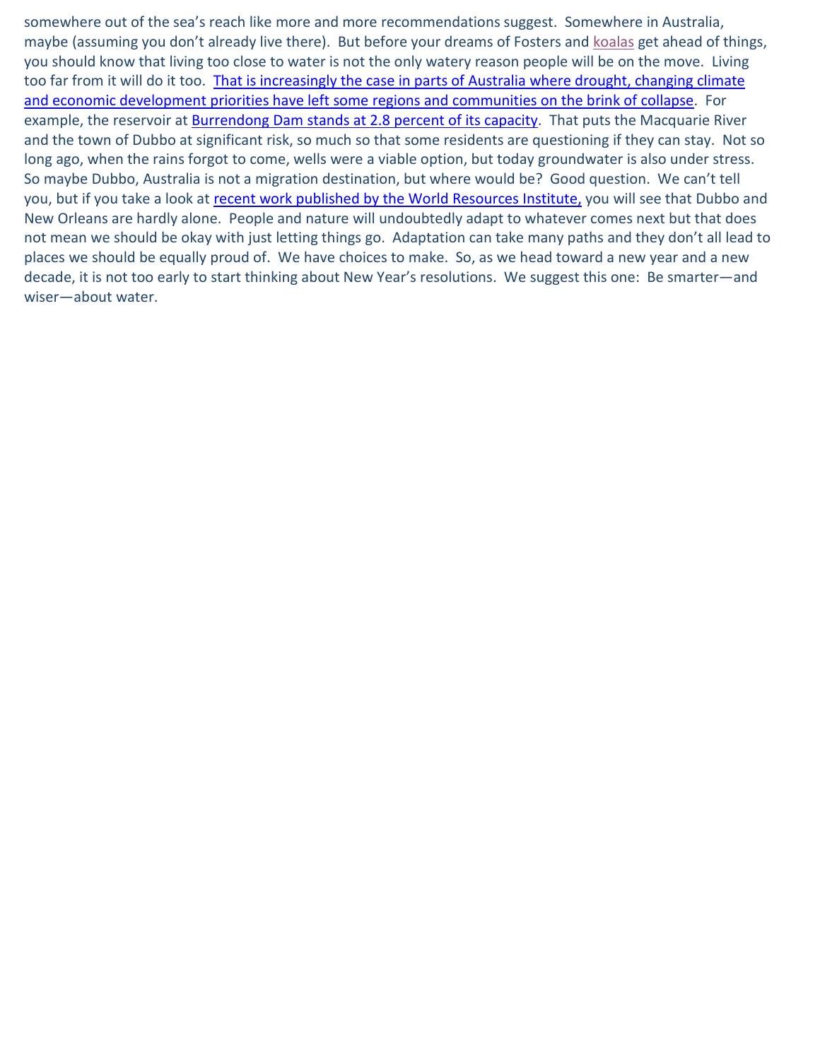somewhere out of the sea's reach like more and more recommendations suggest. Somewhere in Australia, maybe (assuming you don't already live there). But before your dreams of Fosters and koalas get ahead of things, you should know that living too close to water is not the only watery reason people will be on the move. Living too far from it will do it too. That is increasingly the case in parts of Australia where drought, changing climate and economic development priorities have left some regions and communities on the brink of collapse. For example, the reservoir at Burrendong Dam stands at 2.8 percent of its capacity. That puts the Macquarie River and the town of Dubbo at significant risk, so much so that some residents are questioning if they can stay. Not so long ago, when the rains forgot to come, wells were a viable option, but today groundwater is also under stress. So maybe Dubbo, Australia is not a migration destination, but where would be? Good question. We can't tell you, but if you take a look at recent work published by the World Resources Institute, you will see that Dubbo and New Orleans are hardly alone. People and nature will undoubtedly adapt to whatever comes next but that does not mean we should be okay with just letting things go. Adaptation can take many paths and they don't all lead to places we should be equally proud of. We have choices to make. So, as we head toward a new year and a new decade, it is not too early to start thinking about New Year's resolutions. We suggest this one: Be smarter—and wiser—about water.